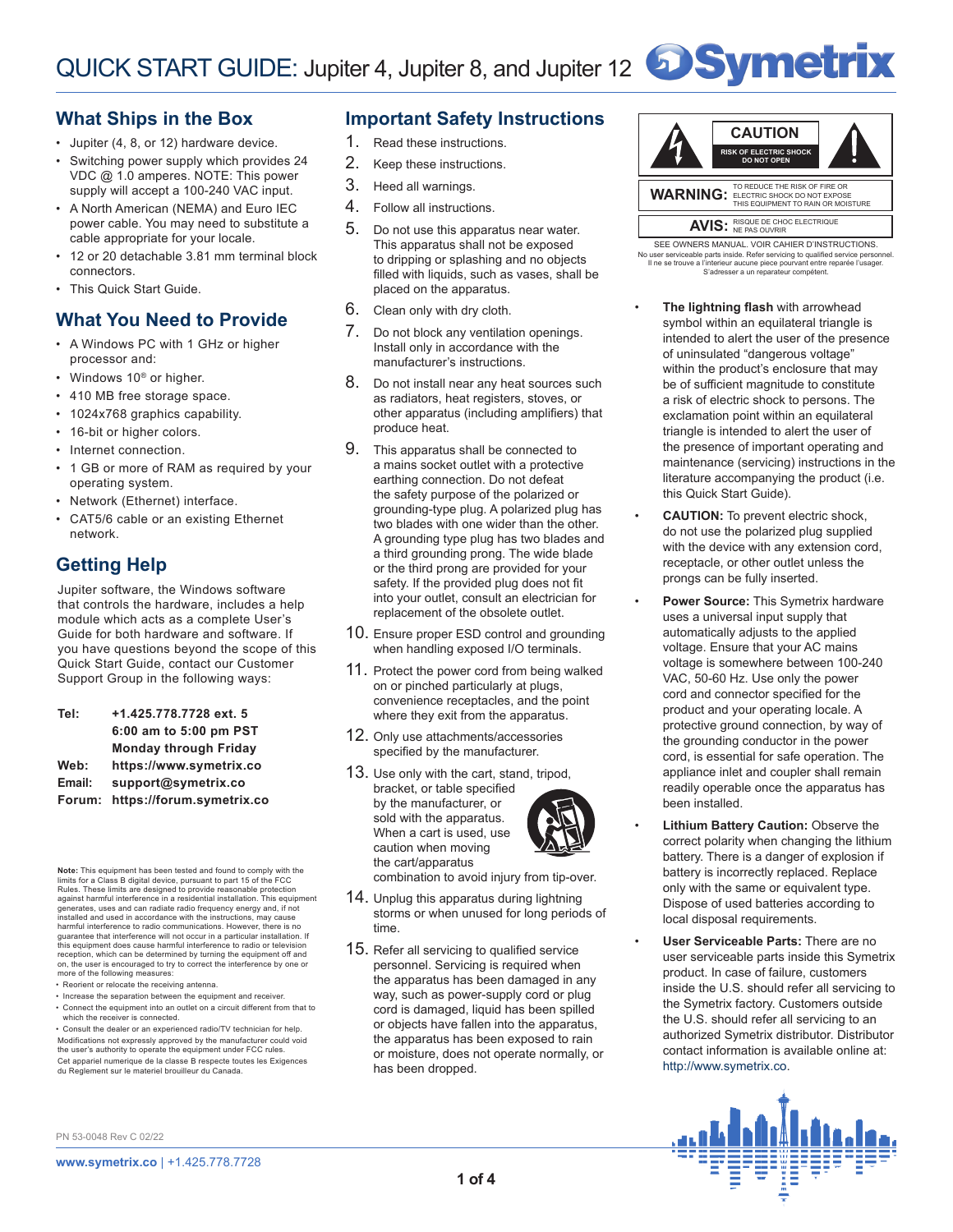# QUICK START GUIDE: Jupiter 4, Jupiter 8, and Jupiter 12

## What Ships in the Box

- Jupiter (4, 8, or 12) hardware device.
- Switching power supply which provides 24 VDC @ 1.0 amperes. NOTE: This power supply will accept a 100-240 VAC input.
- A North American (NEMA) and Euro IEC power cable. You may need to substitute a cable appropriate for your locale.
- 12 or 20 detachable 3.81 mm terminal block connectors.
- This Quick Start Guide.

## What You Need to Provide

- A Windows PC with 1 GHz or higher processor and:
- Windows 10® or higher.
- 410 MB free storage space.
- 1024x768 graphics capability.
- 16-bit or higher colors.
- Internet connection.
- 1 GB or more of RAM as required by your operating system.
- Network (Ethernet) interface.
- CAT5/6 cable or an existing Ethernet network.

## Getting Help

Jupiter software, the Windows software that controls the hardware, includes a help module which acts as a complete User's Guide for both hardware and software. If you have questions beyond the scope of this Quick Start Guide, contact our Customer Support Group in the following ways:

**Tel:** **+1.425.778.7728 ext. 5**
**6:00 am to 5:00 pm PST**
**Monday through Friday**
**Web:** **https://www.symetrix.co**
**Email:** **support@symetrix.co**
**Forum:** **https://forum.symetrix.co**

**Note:** This equipment has been tested and found to comply with the limits for a Class B digital device, pursuant to part 15 of the FCC Rules. These limits are designed to provide reasonable protection against harmful interference in a residential installation. This equipment generates, uses and can radiate radio frequency energy and, if not installed and used in accordance with the instructions, may cause harmful interference to radio communications. However, there is no guarantee that interference will not occur in a particular installation. If this equipment does cause harmful interference to radio or television reception, which can be determined by turning the equipment off and on, the user is encouraged to try to correct the interference by one or more of the following measures:

- Reorient or relocate the receiving antenna.
- Increase the separation between the equipment and receiver.
- Connect the equipment into an outlet on a circuit different from that to which the receiver is connected.
- Consult the dealer or an experienced radio/TV technician for help.

Modifications not expressly approved by the manufacturer could void the user's authority to operate the equipment under FCC rules.

Cet appariel numerique de la classe B respecte toutes les Exigences du Reglement sur le materiel brouilleur du Canada.

## Important Safety Instructions

1. Read these instructions.
2. Keep these instructions.
3. Heed all warnings.
4. Follow all instructions.
5. Do not use this apparatus near water. This apparatus shall not be exposed to dripping or splashing and no objects filled with liquids, such as vases, shall be placed on the apparatus.
6. Clean only with dry cloth.
7. Do not block any ventilation openings. Install only in accordance with the manufacturer's instructions.
8. Do not install near any heat sources such as radiators, heat registers, stoves, or other apparatus (including amplifiers) that produce heat.
9. This apparatus shall be connected to a mains socket outlet with a protective earthing connection. Do not defeat the safety purpose of the polarized or grounding-type plug. A polarized plug has two blades with one wider than the other. A grounding type plug has two blades and a third grounding prong. The wide blade or the third prong are provided for your safety. If the provided plug does not fit into your outlet, consult an electrician for replacement of the obsolete outlet.
10. Ensure proper ESD control and grounding when handling exposed I/O terminals.
11. Protect the power cord from being walked on or pinched particularly at plugs, convenience receptacles, and the point where they exit from the apparatus.
12. Only use attachments/accessories specified by the manufacturer.
13. Use only with the cart, stand, tripod, bracket, or table specified by the manufacturer, or sold with the apparatus. When a cart is used, use caution when moving the cart/apparatus combination to avoid injury from tip-over.
14. Unplug this apparatus during lightning storms or when unused for long periods of time.
15. Refer all servicing to qualified service personnel. Servicing is required when the apparatus has been damaged in any way, such as power-supply cord or plug cord is damaged, liquid has been spilled or objects have fallen into the apparatus, the apparatus has been exposed to rain or moisture, does not operate normally, or has been dropped.

**CAUTION**
RISK OF ELECTRIC SHOCK
DO NOT OPEN

**WARNING:** TO REDUCE THE RISK OF FIRE OR ELECTRIC SHOCK DO NOT EXPOSE THIS EQUIPMENT TO RAIN OR MOISTURE

**AVIS:** RISQUE DE CHOC ELECTRIQUE NE PAS OUVRIR

SEE OWNERS MANUAL. VOIR CAHIER D'INSTRUCTIONS.
No user serviceable parts inside. Refer servicing to qualified service personnel.
Il ne se trouve a l'interieur aucune piece pourvant entre reparée l'usager.
S'adresser a un reparateur compétent.

- **The lightning flash** with arrowhead symbol within an equilateral triangle is intended to alert the user of the presence of uninsulated "dangerous voltage" within the product's enclosure that may be of sufficient magnitude to constitute a risk of electric shock to persons. The exclamation point within an equilateral triangle is intended to alert the user of the presence of important operating and maintenance (servicing) instructions in the literature accompanying the product (i.e. this Quick Start Guide).
- **CAUTION:** To prevent electric shock, do not use the polarized plug supplied with the device with any extension cord, receptacle, or other outlet unless the prongs can be fully inserted.
- **Power Source:** This Symetrix hardware uses a universal input supply that automatically adjusts to the applied voltage. Ensure that your AC mains voltage is somewhere between 100-240 VAC, 50-60 Hz. Use only the power cord and connector specified for the product and your operating locale. A protective ground connection, by way of the grounding conductor in the power cord, is essential for safe operation. The appliance inlet and coupler shall remain readily operable once the apparatus has been installed.
- **Lithium Battery Caution:** Observe the correct polarity when changing the lithium battery. There is a danger of explosion if battery is incorrectly replaced. Replace only with the same or equivalent type. Dispose of used batteries according to local disposal requirements.
- **User Serviceable Parts:** There are no user serviceable parts inside this Symetrix product. In case of failure, customers inside the U.S. should refer all servicing to the Symetrix factory. Customers outside the U.S. should refer all servicing to an authorized Symetrix distributor. Distributor contact information is available online at: http://www.symetrix.co.

PN 53-0048 Rev C 02/22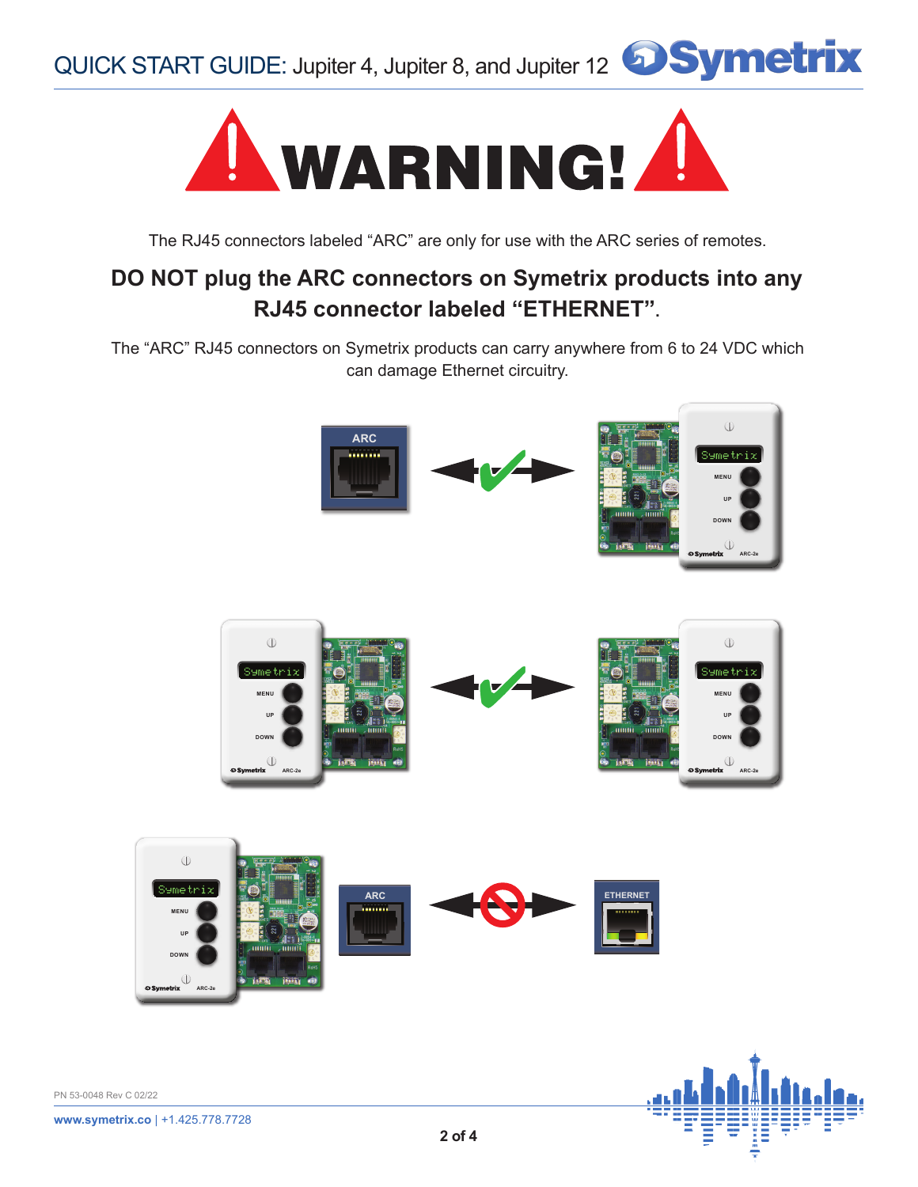# WARNING!

The RJ45 connectors labeled “ARC” are only for use with the ARC series of remotes.

**DO NOT plug the ARC connectors on Symetrix products into any RJ45 connector labeled “ETHERNET”.**

The “ARC” RJ45 connectors on Symetrix products can carry anywhere from 6 to 24 VDC which can damage Ethernet circuitry.

PN 53-0048 Rev C 02/22

www.symetrix.co | +1.425.778.7728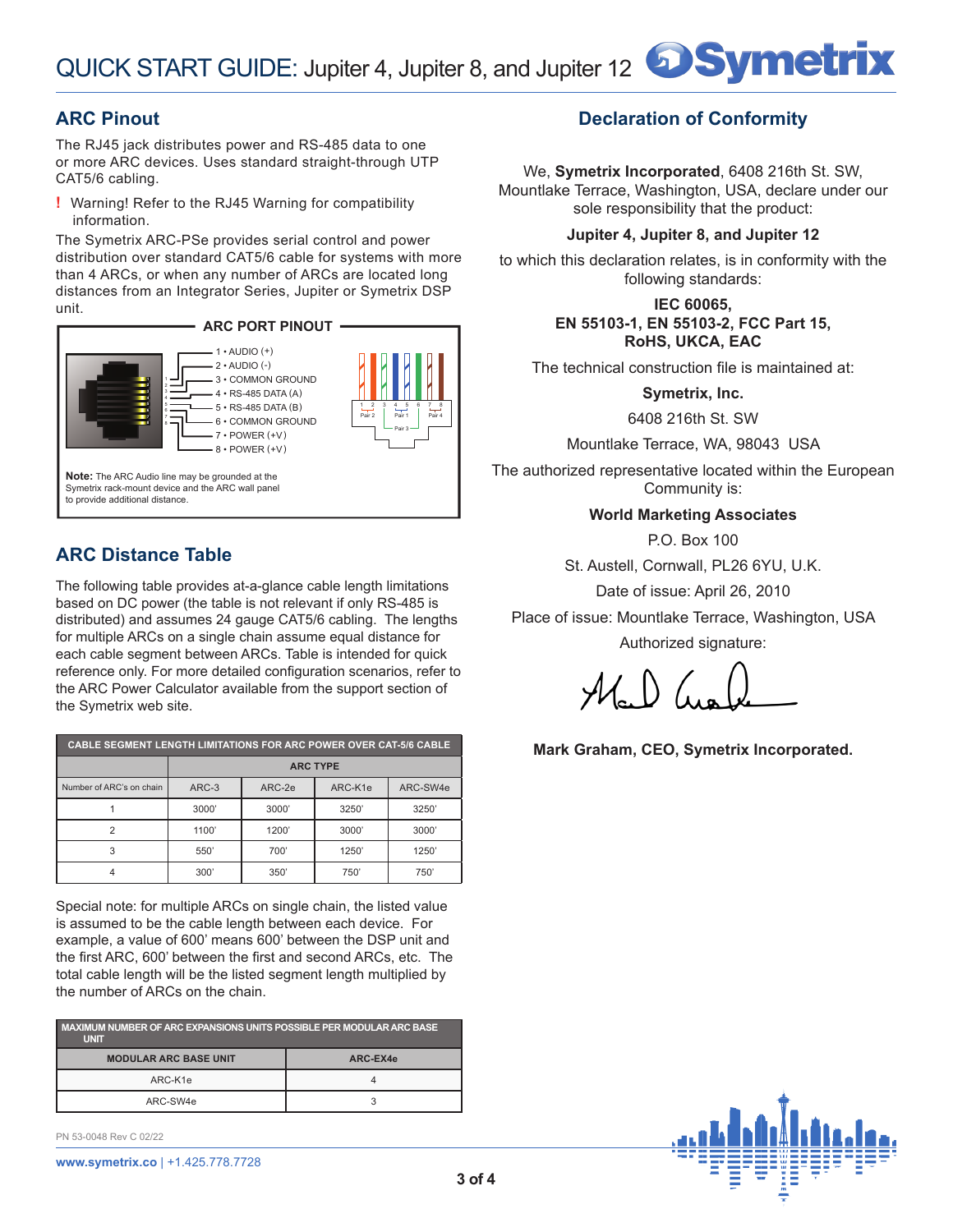## ARC Pinout

The RJ45 jack distributes power and RS-485 data to one or more ARC devices. Uses standard straight-through UTP CAT5/6 cabling.

! Warning! Refer to the RJ45 Warning for compatibility information.

The Symetrix ARC-PSe provides serial control and power distribution over standard CAT5/6 cable for systems with more than 4 ARCs, or when any number of ARCs are located long distances from an Integrator Series, Jupiter or Symetrix DSP unit.

**ARC PORT PINOUT**

- 1 • AUDIO (+)
- 2 • AUDIO (-)
- 3 • COMMON GROUND
- 4 • RS-485 DATA (A)
- 5 • RS-485 DATA (B)
- 6 • COMMON GROUND
- 7 • POWER (+V)
- 8 • POWER (+V)

Pair 2 (1, 2) · Pair 1 (4, 5) · Pair 3 (3, 6) · Pair 4 (7, 8)

**Note:** The ARC Audio line may be grounded at the Symetrix rack-mount device and the ARC wall panel to provide additional distance.

## ARC Distance Table

The following table provides at-a-glance cable length limitations based on DC power (the table is not relevant if only RS-485 is distributed) and assumes 24 gauge CAT5/6 cabling. The lengths for multiple ARCs on a single chain assume equal distance for each cable segment between ARCs. Table is intended for quick reference only. For more detailed configuration scenarios, refer to the ARC Power Calculator available from the support section of the Symetrix web site.

| CABLE SEGMENT LENGTH LIMITATIONS FOR ARC POWER OVER CAT-5/6 CABLE | | | | |
|---|---|---|---|---|
| | ARC TYPE | | | |
| Number of ARC's on chain | ARC-3 | ARC-2e | ARC-K1e | ARC-SW4e |
| 1 | 3000' | 3000' | 3250' | 3250' |
| 2 | 1100' | 1200' | 3000' | 3000' |
| 3 | 550' | 700' | 1250' | 1250' |
| 4 | 300' | 350' | 750' | 750' |

Special note: for multiple ARCs on single chain, the listed value is assumed to be the cable length between each device. For example, a value of 600' means 600' between the DSP unit and the first ARC, 600' between the first and second ARCs, etc. The total cable length will be the listed segment length multiplied by the number of ARCs on the chain.

| MAXIMUM NUMBER OF ARC EXPANSIONS UNITS POSSIBLE PER MODULAR ARC BASE UNIT | |
|---|---|
| MODULAR ARC BASE UNIT | ARC-EX4e |
| ARC-K1e | 4 |
| ARC-SW4e | 3 |

PN 53-0048 Rev C 02/22

## Declaration of Conformity

We, **Symetrix Incorporated**, 6408 216th St. SW, Mountlake Terrace, Washington, USA, declare under our sole responsibility that the product:

**Jupiter 4, Jupiter 8, and Jupiter 12**

to which this declaration relates, is in conformity with the following standards:

**IEC 60065,**
**EN 55103-1, EN 55103-2, FCC Part 15,**
**RoHS, UKCA, EAC**

The technical construction file is maintained at:

**Symetrix, Inc.**

6408 216th St. SW

Mountlake Terrace, WA, 98043 USA

The authorized representative located within the European Community is:

**World Marketing Associates**

P.O. Box 100

St. Austell, Cornwall, PL26 6YU, U.K.

Date of issue: April 26, 2010

Place of issue: Mountlake Terrace, Washington, USA

Authorized signature:

**Mark Graham, CEO, Symetrix Incorporated.**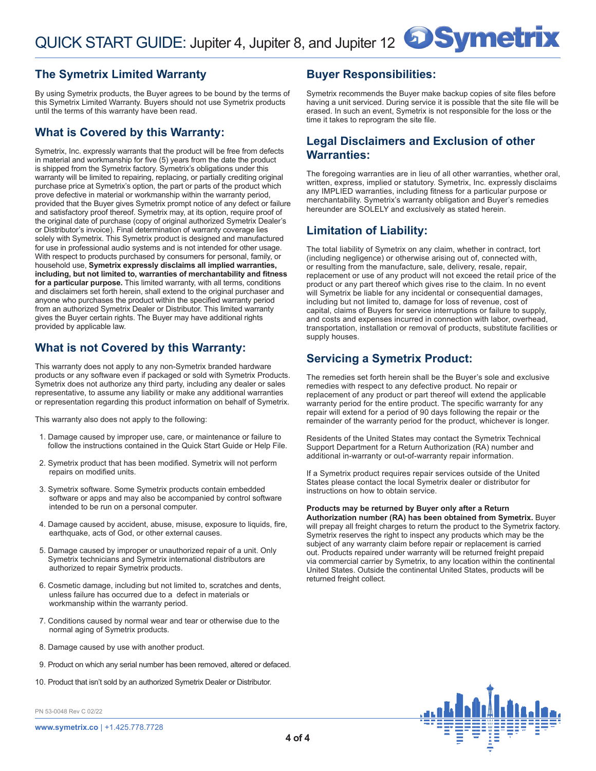## The Symetrix Limited Warranty

By using Symetrix products, the Buyer agrees to be bound by the terms of this Symetrix Limited Warranty. Buyers should not use Symetrix products until the terms of this warranty have been read.

## What is Covered by this Warranty:

Symetrix, Inc. expressly warrants that the product will be free from defects in material and workmanship for five (5) years from the date the product is shipped from the Symetrix factory. Symetrix's obligations under this warranty will be limited to repairing, replacing, or partially crediting original purchase price at Symetrix's option, the part or parts of the product which prove defective in material or workmanship within the warranty period, provided that the Buyer gives Symetrix prompt notice of any defect or failure and satisfactory proof thereof. Symetrix may, at its option, require proof of the original date of purchase (copy of original authorized Symetrix Dealer's or Distributor's invoice). Final determination of warranty coverage lies solely with Symetrix. This Symetrix product is designed and manufactured for use in professional audio systems and is not intended for other usage. With respect to products purchased by consumers for personal, family, or household use, **Symetrix expressly disclaims all implied warranties, including, but not limited to, warranties of merchantability and fitness for a particular purpose.** This limited warranty, with all terms, conditions and disclaimers set forth herein, shall extend to the original purchaser and anyone who purchases the product within the specified warranty period from an authorized Symetrix Dealer or Distributor. This limited warranty gives the Buyer certain rights. The Buyer may have additional rights provided by applicable law.

## What is not Covered by this Warranty:

This warranty does not apply to any non-Symetrix branded hardware products or any software even if packaged or sold with Symetrix Products. Symetrix does not authorize any third party, including any dealer or sales representative, to assume any liability or make any additional warranties or representation regarding this product information on behalf of Symetrix.

This warranty also does not apply to the following:

1. Damage caused by improper use, care, or maintenance or failure to follow the instructions contained in the Quick Start Guide or Help File.
2. Symetrix product that has been modified. Symetrix will not perform repairs on modified units.
3. Symetrix software. Some Symetrix products contain embedded software or apps and may also be accompanied by control software intended to be run on a personal computer.
4. Damage caused by accident, abuse, misuse, exposure to liquids, fire, earthquake, acts of God, or other external causes.
5. Damage caused by improper or unauthorized repair of a unit. Only Symetrix technicians and Symetrix international distributors are authorized to repair Symetrix products.
6. Cosmetic damage, including but not limited to, scratches and dents, unless failure has occurred due to a defect in materials or workmanship within the warranty period.
7. Conditions caused by normal wear and tear or otherwise due to the normal aging of Symetrix products.
8. Damage caused by use with another product.
9. Product on which any serial number has been removed, altered or defaced.
10. Product that isn't sold by an authorized Symetrix Dealer or Distributor.

## Buyer Responsibilities:

Symetrix recommends the Buyer make backup copies of site files before having a unit serviced. During service it is possible that the site file will be erased. In such an event, Symetrix is not responsible for the loss or the time it takes to reprogram the site file.

## Legal Disclaimers and Exclusion of other Warranties:

The foregoing warranties are in lieu of all other warranties, whether oral, written, express, implied or statutory. Symetrix, Inc. expressly disclaims any IMPLIED warranties, including fitness for a particular purpose or merchantability. Symetrix's warranty obligation and Buyer's remedies hereunder are SOLELY and exclusively as stated herein.

## Limitation of Liability:

The total liability of Symetrix on any claim, whether in contract, tort (including negligence) or otherwise arising out of, connected with, or resulting from the manufacture, sale, delivery, resale, repair, replacement or use of any product will not exceed the retail price of the product or any part thereof which gives rise to the claim. In no event will Symetrix be liable for any incidental or consequential damages, including but not limited to, damage for loss of revenue, cost of capital, claims of Buyers for service interruptions or failure to supply, and costs and expenses incurred in connection with labor, overhead, transportation, installation or removal of products, substitute facilities or supply houses.

## Servicing a Symetrix Product:

The remedies set forth herein shall be the Buyer's sole and exclusive remedies with respect to any defective product. No repair or replacement of any product or part thereof will extend the applicable warranty period for the entire product. The specific warranty for any repair will extend for a period of 90 days following the repair or the remainder of the warranty period for the product, whichever is longer.

Residents of the United States may contact the Symetrix Technical Support Department for a Return Authorization (RA) number and additional in-warranty or out-of-warranty repair information.

If a Symetrix product requires repair services outside of the United States please contact the local Symetrix dealer or distributor for instructions on how to obtain service.

**Products may be returned by Buyer only after a Return Authorization number (RA) has been obtained from Symetrix.** Buyer will prepay all freight charges to return the product to the Symetrix factory. Symetrix reserves the right to inspect any products which may be the subject of any warranty claim before repair or replacement is carried out. Products repaired under warranty will be returned freight prepaid via commercial carrier by Symetrix, to any location within the continental United States. Outside the continental United States, products will be returned freight collect.

PN 53-0048 Rev C 02/22

www.symetrix.co | +1.425.778.7728